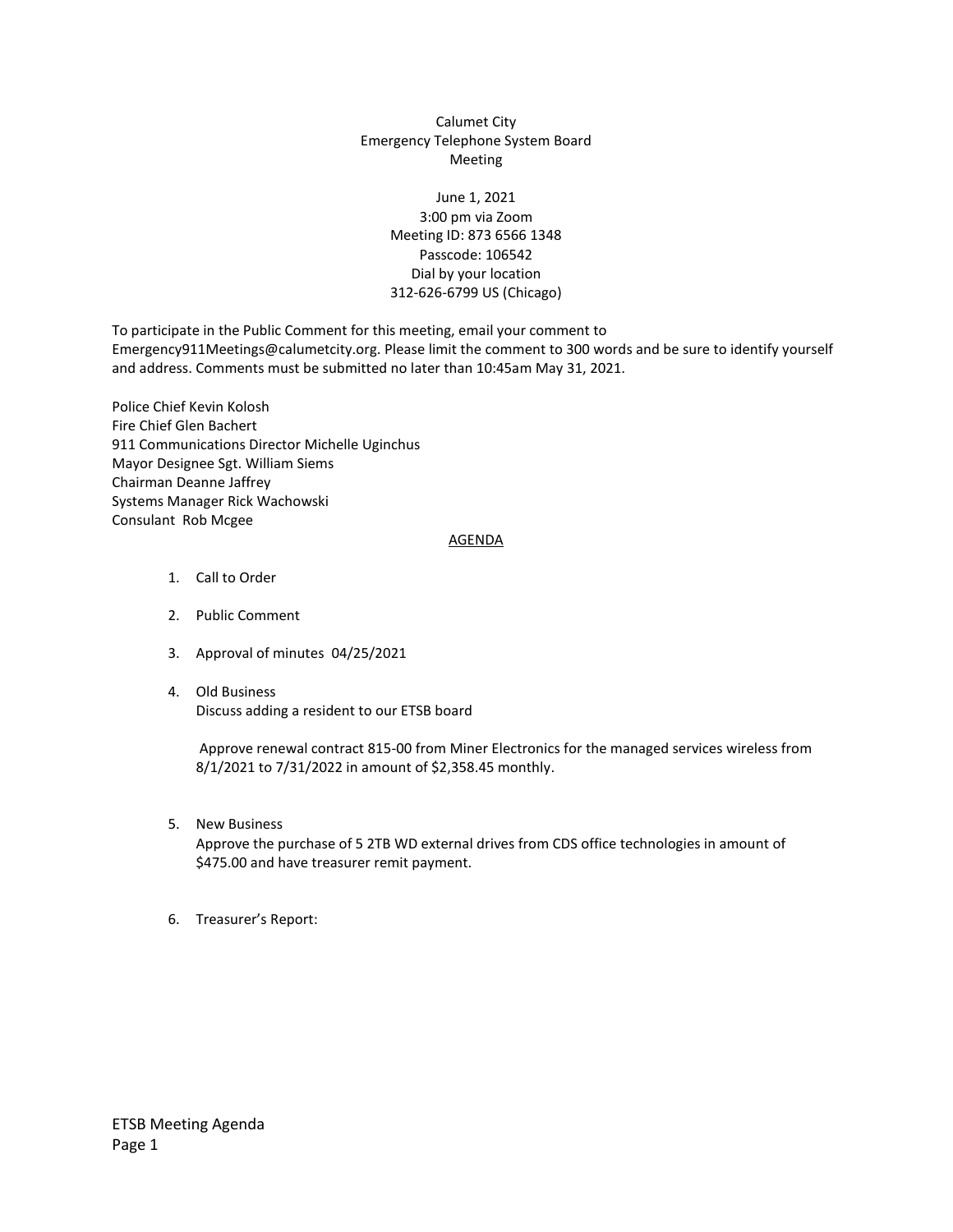Calumet City
Emergency Telephone System Board
Meeting

June 1, 2021
3:00 pm via Zoom
Meeting ID: 873 6566 1348
Passcode: 106542
Dial by your location
312-626-6799 US (Chicago)

To participate in the Public Comment for this meeting, email your comment to Emergency911Meetings@calumetcity.org. Please limit the comment to 300 words and be sure to identify yourself and address. Comments must be submitted no later than 10:45am May 31, 2021.

Police Chief Kevin Kolosh
Fire Chief Glen Bachert
911 Communications Director Michelle Uginchus
Mayor Designee Sgt. William Siems
Chairman Deanne Jaffrey
Systems Manager Rick Wachowski
Consulant Rob Mcgee

## AGENDA

1. Call to Order

2. Public Comment

3. Approval of minutes 04/25/2021

4. Old Business
   Discuss adding a resident to our ETSB board

   Approve renewal contract 815-00 from Miner Electronics for the managed services wireless from 8/1/2021 to 7/31/2022 in amount of $2,358.45 monthly.

5. New Business
   Approve the purchase of 5 2TB WD external drives from CDS office technologies in amount of $475.00 and have treasurer remit payment.

6. Treasurer's Report: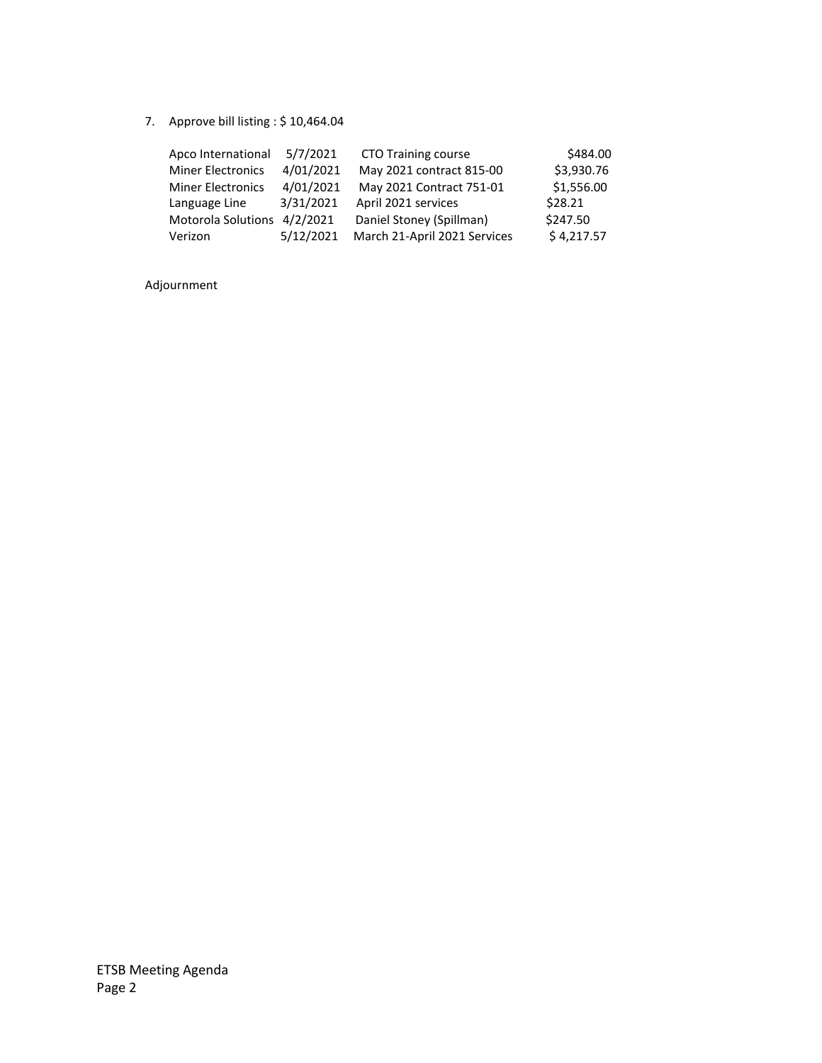7. Approve bill listing : $ 10,464.04

| | | | |
|---|---|---|---|
| Apco International | 5/7/2021 | CTO Training course | $484.00 |
| Miner Electronics | 4/01/2021 | May 2021 contract 815-00 | $3,930.76 |
| Miner Electronics | 4/01/2021 | May 2021 Contract 751-01 | $1,556.00 |
| Language Line | 3/31/2021 | April 2021 services | $28.21 |
| Motorola Solutions | 4/2/2021 | Daniel Stoney (Spillman) | $247.50 |
| Verizon | 5/12/2021 | March 21-April 2021 Services | $ 4,217.57 |

Adjournment